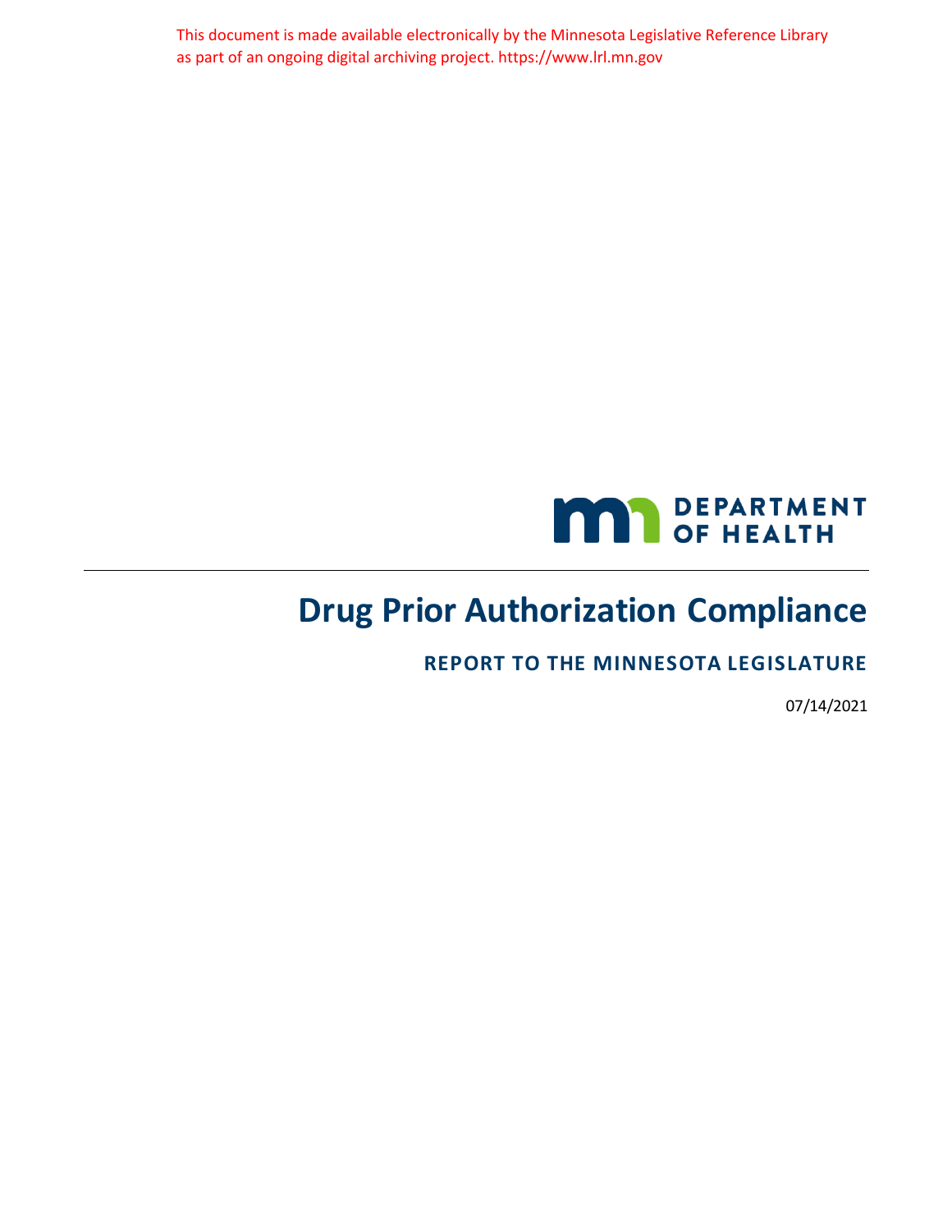This document is made available electronically by the Minnesota Legislative Reference Library as part of an ongoing digital archiving project. https://www.lrl.mn.gov

DEPARTMENT OF HEALTH

# Drug Prior Authorization Compliance

## REPORT TO THE MINNESOTA LEGISLATURE

07/14/2021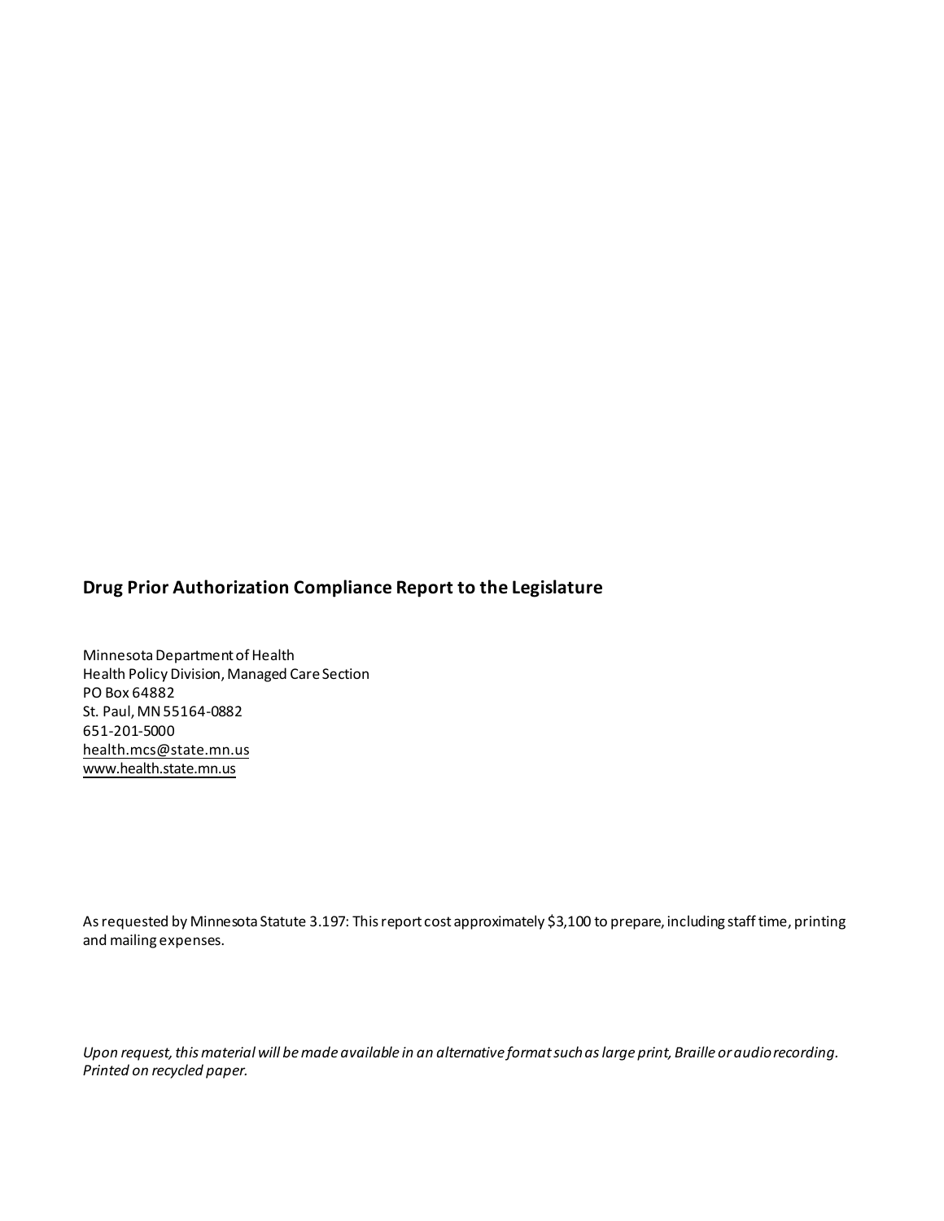**Drug Prior Authorization Compliance Report to the Legislature**

Minnesota Department of Health  
Health Policy Division, Managed Care Section  
PO Box 64882  
St. Paul, MN 55164-0882  
651-201-5000  
health.mcs@state.mn.us  
www.health.state.mn.us

As requested by Minnesota Statute 3.197: This report cost approximately $3,100 to prepare, including staff time, printing and mailing expenses.

*Upon request, this material will be made available in an alternative format such as large print, Braille or audio recording. Printed on recycled paper.*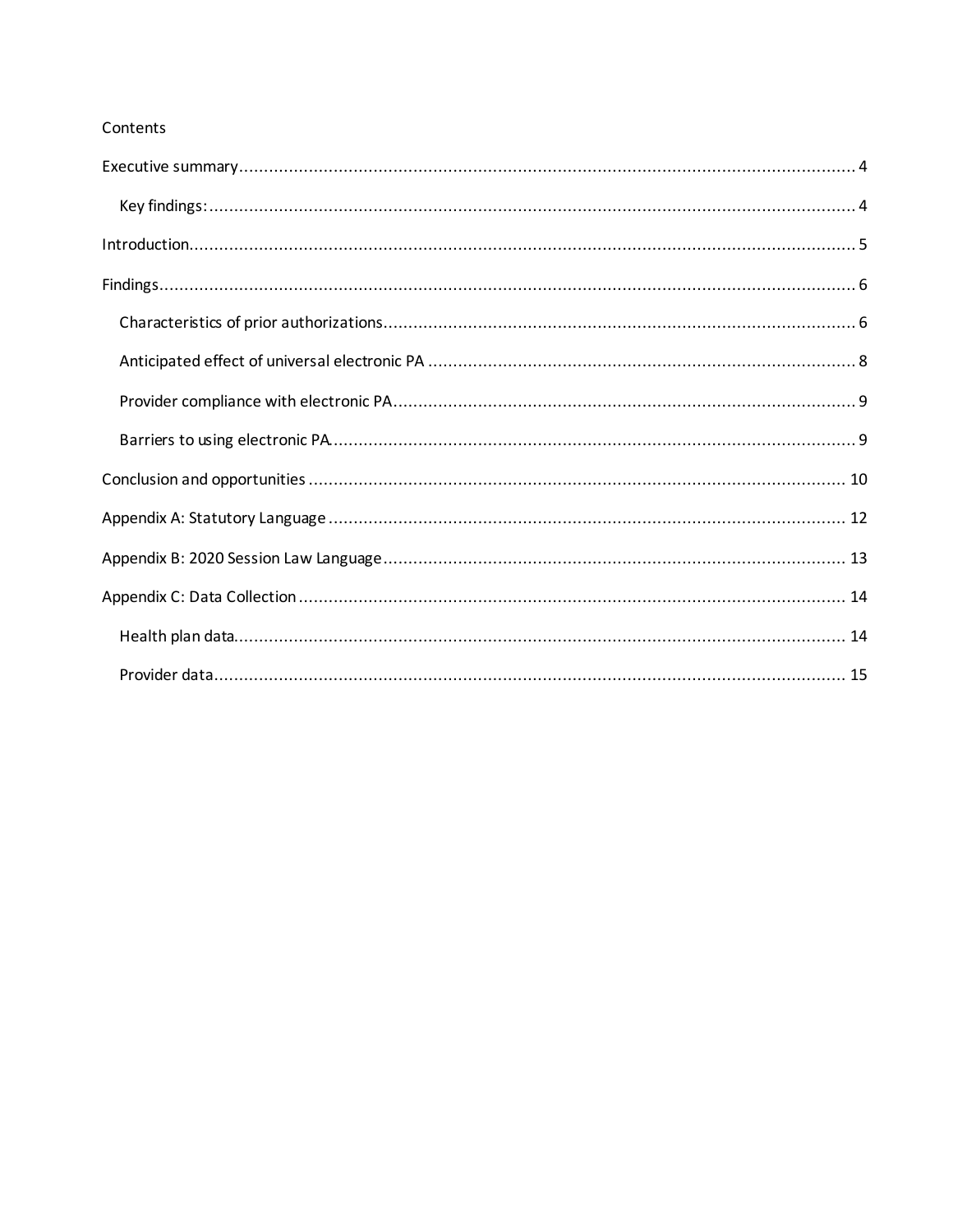Contents

- Executive summary ..... 4
  - Key findings: ..... 4
- Introduction ..... 5
- Findings ..... 6
  - Characteristics of prior authorizations ..... 6
  - Anticipated effect of universal electronic PA ..... 8
  - Provider compliance with electronic PA ..... 9
  - Barriers to using electronic PA ..... 9
- Conclusion and opportunities ..... 10
- Appendix A: Statutory Language ..... 12
- Appendix B: 2020 Session Law Language ..... 13
- Appendix C: Data Collection ..... 14
  - Health plan data ..... 14
  - Provider data ..... 15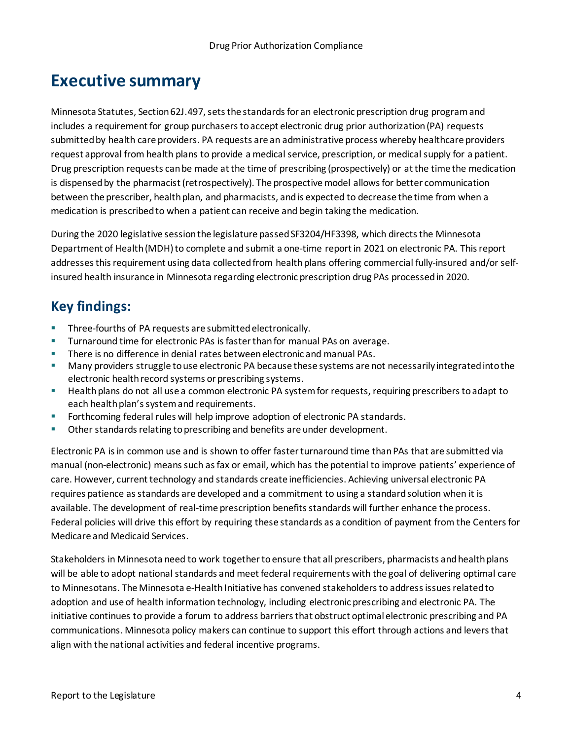# Executive summary

Minnesota Statutes, Section 62J.497, sets the standards for an electronic prescription drug program and includes a requirement for group purchasers to accept electronic drug prior authorization (PA) requests submitted by health care providers. PA requests are an administrative process whereby healthcare providers request approval from health plans to provide a medical service, prescription, or medical supply for a patient. Drug prescription requests can be made at the time of prescribing (prospectively) or at the time the medication is dispensed by the pharmacist (retrospectively). The prospective model allows for better communication between the prescriber, health plan, and pharmacists, and is expected to decrease the time from when a medication is prescribed to when a patient can receive and begin taking the medication.

During the 2020 legislative session the legislature passed SF3204/HF3398, which directs the Minnesota Department of Health (MDH) to complete and submit a one-time report in 2021 on electronic PA. This report addresses this requirement using data collected from health plans offering commercial fully-insured and/or self-insured health insurance in Minnesota regarding electronic prescription drug PAs processed in 2020.

## Key findings:

- Three-fourths of PA requests are submitted electronically.
- Turnaround time for electronic PAs is faster than for manual PAs on average.
- There is no difference in denial rates between electronic and manual PAs.
- Many providers struggle to use electronic PA because these systems are not necessarily integrated into the electronic health record systems or prescribing systems.
- Health plans do not all use a common electronic PA system for requests, requiring prescribers to adapt to each health plan's system and requirements.
- Forthcoming federal rules will help improve adoption of electronic PA standards.
- Other standards relating to prescribing and benefits are under development.

Electronic PA is in common use and is shown to offer faster turnaround time than PAs that are submitted via manual (non-electronic) means such as fax or email, which has the potential to improve patients' experience of care. However, current technology and standards create inefficiencies. Achieving universal electronic PA requires patience as standards are developed and a commitment to using a standard solution when it is available. The development of real-time prescription benefits standards will further enhance the process. Federal policies will drive this effort by requiring these standards as a condition of payment from the Centers for Medicare and Medicaid Services.

Stakeholders in Minnesota need to work together to ensure that all prescribers, pharmacists and health plans will be able to adopt national standards and meet federal requirements with the goal of delivering optimal care to Minnesotans. The Minnesota e-Health Initiative has convened stakeholders to address issues related to adoption and use of health information technology, including electronic prescribing and electronic PA. The initiative continues to provide a forum to address barriers that obstruct optimal electronic prescribing and PA communications. Minnesota policy makers can continue to support this effort through actions and levers that align with the national activities and federal incentive programs.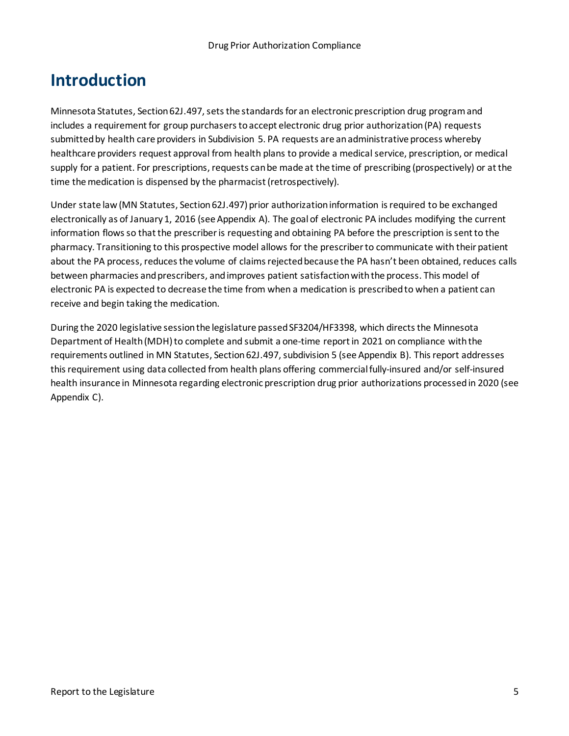# Introduction

Minnesota Statutes, Section 62J.497, sets the standards for an electronic prescription drug program and includes a requirement for group purchasers to accept electronic drug prior authorization (PA) requests submitted by health care providers in Subdivision 5. PA requests are an administrative process whereby healthcare providers request approval from health plans to provide a medical service, prescription, or medical supply for a patient. For prescriptions, requests can be made at the time of prescribing (prospectively) or at the time the medication is dispensed by the pharmacist (retrospectively).

Under state law (MN Statutes, Section 62J.497) prior authorization information is required to be exchanged electronically as of January 1, 2016 (see Appendix A). The goal of electronic PA includes modifying the current information flows so that the prescriber is requesting and obtaining PA before the prescription is sent to the pharmacy. Transitioning to this prospective model allows for the prescriber to communicate with their patient about the PA process, reduces the volume of claims rejected because the PA hasn't been obtained, reduces calls between pharmacies and prescribers, and improves patient satisfaction with the process. This model of electronic PA is expected to decrease the time from when a medication is prescribed to when a patient can receive and begin taking the medication.

During the 2020 legislative session the legislature passed SF3204/HF3398, which directs the Minnesota Department of Health (MDH) to complete and submit a one-time report in 2021 on compliance with the requirements outlined in MN Statutes, Section 62J.497, subdivision 5 (see Appendix B). This report addresses this requirement using data collected from health plans offering commercial fully-insured and/or self-insured health insurance in Minnesota regarding electronic prescription drug prior authorizations processed in 2020 (see Appendix C).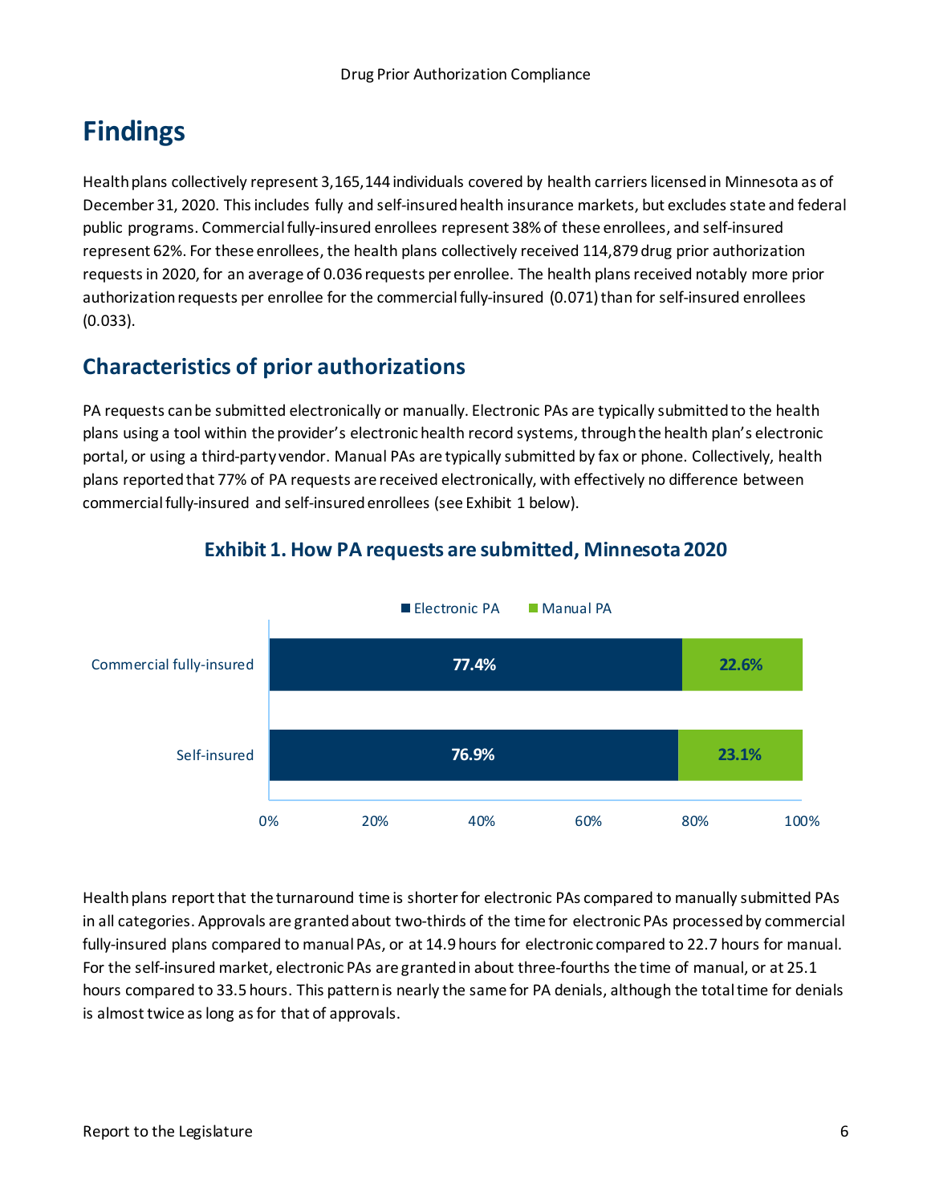# Findings

Health plans collectively represent 3,165,144 individuals covered by health carriers licensed in Minnesota as of December 31, 2020. This includes fully and self-insured health insurance markets, but excludes state and federal public programs. Commercial fully-insured enrollees represent 38% of these enrollees, and self-insured represent 62%. For these enrollees, the health plans collectively received 114,879 drug prior authorization requests in 2020, for an average of 0.036 requests per enrollee. The health plans received notably more prior authorization requests per enrollee for the commercial fully-insured (0.071) than for self-insured enrollees (0.033).

## Characteristics of prior authorizations

PA requests can be submitted electronically or manually. Electronic PAs are typically submitted to the health plans using a tool within the provider's electronic health record systems, through the health plan's electronic portal, or using a third-party vendor. Manual PAs are typically submitted by fax or phone. Collectively, health plans reported that 77% of PA requests are received electronically, with effectively no difference between commercial fully-insured and self-insured enrollees (see Exhibit 1 below).

### Exhibit 1. How PA requests are submitted, Minnesota 2020

| | Electronic PA | Manual PA |
|---|---|---|
| Commercial fully-insured | 77.4% | 22.6% |
| Self-insured | 76.9% | 23.1% |

Health plans report that the turnaround time is shorter for electronic PAs compared to manually submitted PAs in all categories. Approvals are granted about two-thirds of the time for electronic PAs processed by commercial fully-insured plans compared to manual PAs, or at 14.9 hours for electronic compared to 22.7 hours for manual. For the self-insured market, electronic PAs are granted in about three-fourths the time of manual, or at 25.1 hours compared to 33.5 hours. This pattern is nearly the same for PA denials, although the total time for denials is almost twice as long as for that of approvals.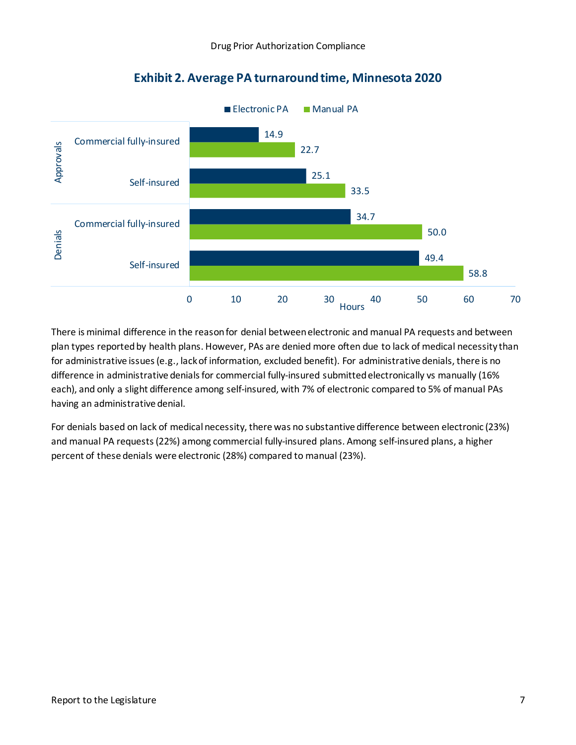**Exhibit 2. Average PA turnaround time, Minnesota 2020**

| | | Electronic PA (Hours) | Manual PA (Hours) |
|---|---|---|---|
| Approvals | Commercial fully-insured | 14.9 | 22.7 |
| | Self-insured | 25.1 | 33.5 |
| Denials | Commercial fully-insured | 34.7 | 50.0 |
| | Self-insured | 49.4 | 58.8 |

There is minimal difference in the reason for denial between electronic and manual PA requests and between plan types reported by health plans. However, PAs are denied more often due to lack of medical necessity than for administrative issues (e.g., lack of information, excluded benefit). For administrative denials, there is no difference in administrative denials for commercial fully-insured submitted electronically vs manually (16% each), and only a slight difference among self-insured, with 7% of electronic compared to 5% of manual PAs having an administrative denial.

For denials based on lack of medical necessity, there was no substantive difference between electronic (23%) and manual PA requests (22%) among commercial fully-insured plans. Among self-insured plans, a higher percent of these denials were electronic (28%) compared to manual (23%).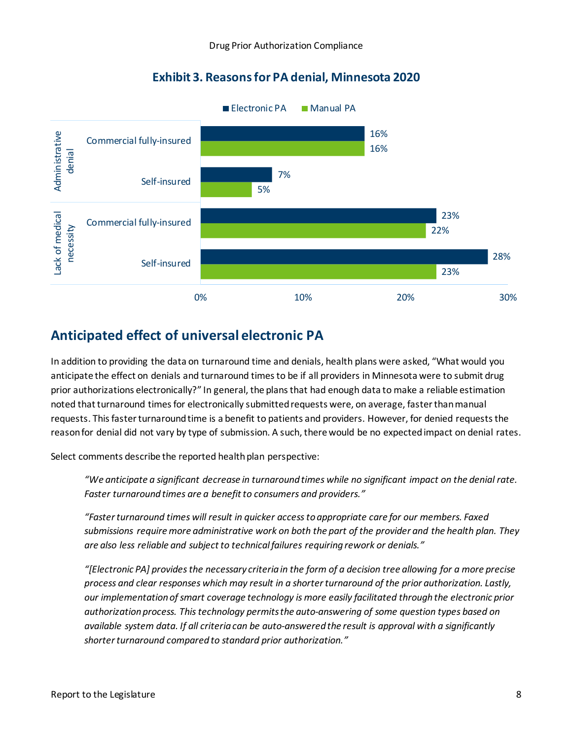### Exhibit 3. Reasons for PA denial, Minnesota 2020

| Reason | Plan type | Electronic PA | Manual PA |
| --- | --- | --- | --- |
| Administrative denial | Commercial fully-insured | 16% | 16% |
| | Self-insured | 7% | 5% |
| Lack of medical necessity | Commercial fully-insured | 23% | 22% |
| | Self-insured | 28% | 23% |

## Anticipated effect of universal electronic PA

In addition to providing the data on turnaround time and denials, health plans were asked, "What would you anticipate the effect on denials and turnaround times to be if all providers in Minnesota were to submit drug prior authorizations electronically?" In general, the plans that had enough data to make a reliable estimation noted that turnaround times for electronically submitted requests were, on average, faster than manual requests. This faster turnaround time is a benefit to patients and providers. However, for denied requests the reason for denial did not vary by type of submission. A such, there would be no expected impact on denial rates.

Select comments describe the reported health plan perspective:

> *"We anticipate a significant decrease in turnaround times while no significant impact on the denial rate. Faster turnaround times are a benefit to consumers and providers."*

> *"Faster turnaround times will result in quicker access to appropriate care for our members. Faxed submissions require more administrative work on both the part of the provider and the health plan. They are also less reliable and subject to technical failures requiring rework or denials."*

> *"[Electronic PA] provides the necessary criteria in the form of a decision tree allowing for a more precise process and clear responses which may result in a shorter turnaround of the prior authorization. Lastly, our implementation of smart coverage technology is more easily facilitated through the electronic prior authorization process. This technology permits the auto-answering of some question types based on available system data. If all criteria can be auto-answered the result is approval with a significantly shorter turnaround compared to standard prior authorization."*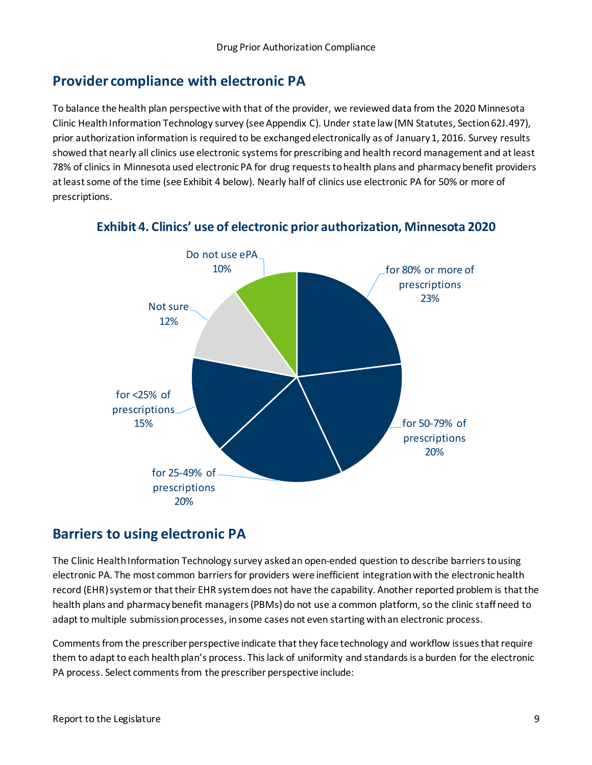## Provider compliance with electronic PA

To balance the health plan perspective with that of the provider, we reviewed data from the 2020 Minnesota Clinic Health Information Technology survey (see Appendix C). Under state law (MN Statutes, Section 62J.497), prior authorization information is required to be exchanged electronically as of January 1, 2016. Survey results showed that nearly all clinics use electronic systems for prescribing and health record management and at least 78% of clinics in Minnesota used electronic PA for drug requests to health plans and pharmacy benefit providers at least some of the time (see Exhibit 4 below). Nearly half of clinics use electronic PA for 50% or more of prescriptions.

### Exhibit 4. Clinics' use of electronic prior authorization, Minnesota 2020

| Category | Percent |
| --- | --- |
| for 80% or more of prescriptions | 23% |
| for 50-79% of prescriptions | 20% |
| for 25-49% of prescriptions | 20% |
| for <25% of prescriptions | 15% |
| Not sure | 12% |
| Do not use ePA | 10% |

## Barriers to using electronic PA

The Clinic Health Information Technology survey asked an open-ended question to describe barriers to using electronic PA. The most common barriers for providers were inefficient integration with the electronic health record (EHR) system or that their EHR system does not have the capability. Another reported problem is that the health plans and pharmacy benefit managers (PBMs) do not use a common platform, so the clinic staff need to adapt to multiple submission processes, in some cases not even starting with an electronic process.

Comments from the prescriber perspective indicate that they face technology and workflow issues that require them to adapt to each health plan's process. This lack of uniformity and standards is a burden for the electronic PA process. Select comments from the prescriber perspective include: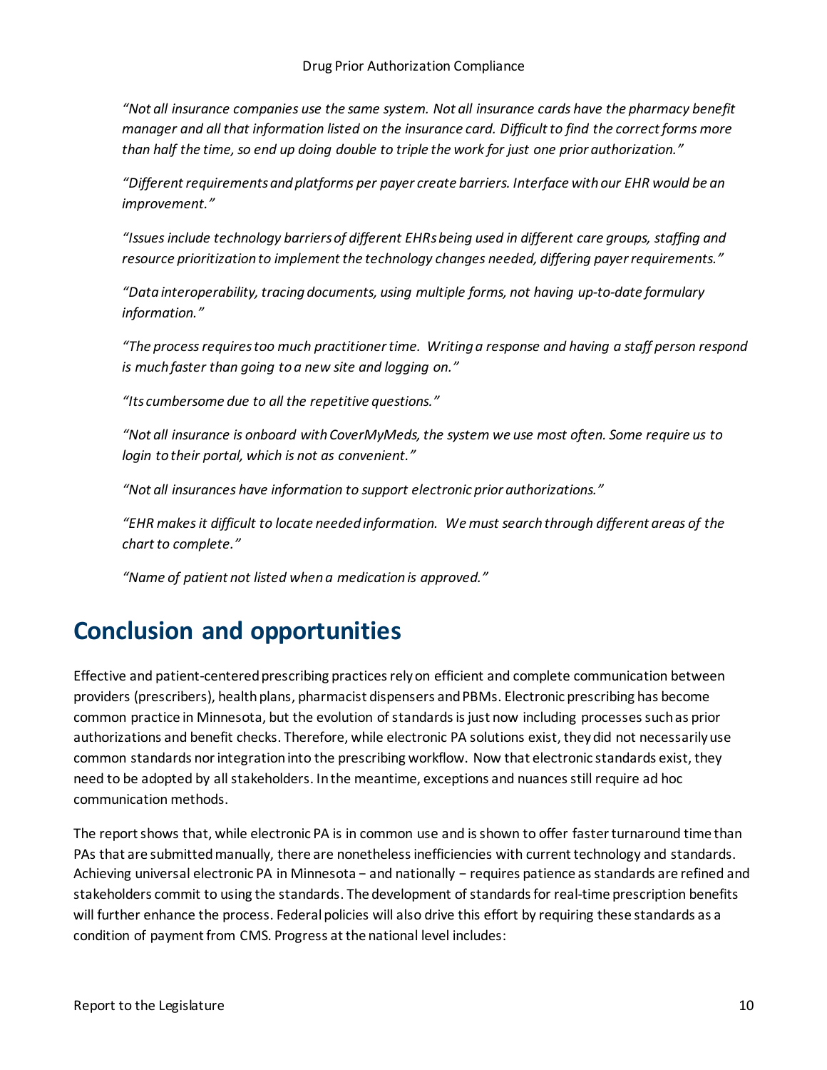*"Not all insurance companies use the same system. Not all insurance cards have the pharmacy benefit manager and all that information listed on the insurance card. Difficult to find the correct forms more than half the time, so end up doing double to triple the work for just one prior authorization."*

*"Different requirements and platforms per payer create barriers. Interface with our EHR would be an improvement."*

*"Issues include technology barriers of different EHRs being used in different care groups, staffing and resource prioritization to implement the technology changes needed, differing payer requirements."*

*"Data interoperability, tracing documents, using multiple forms, not having up-to-date formulary information."*

*"The process requires too much practitioner time. Writing a response and having a staff person respond is much faster than going to a new site and logging on."*

*"Its cumbersome due to all the repetitive questions."*

*"Not all insurance is onboard with CoverMyMeds, the system we use most often. Some require us to login to their portal, which is not as convenient."*

*"Not all insurances have information to support electronic prior authorizations."*

*"EHR makes it difficult to locate needed information. We must search through different areas of the chart to complete."*

*"Name of patient not listed when a medication is approved."*

# Conclusion and opportunities

Effective and patient-centered prescribing practices rely on efficient and complete communication between providers (prescribers), health plans, pharmacist dispensers and PBMs. Electronic prescribing has become common practice in Minnesota, but the evolution of standards is just now including processes such as prior authorizations and benefit checks. Therefore, while electronic PA solutions exist, they did not necessarily use common standards nor integration into the prescribing workflow. Now that electronic standards exist, they need to be adopted by all stakeholders. In the meantime, exceptions and nuances still require ad hoc communication methods.

The report shows that, while electronic PA is in common use and is shown to offer faster turnaround time than PAs that are submitted manually, there are nonetheless inefficiencies with current technology and standards. Achieving universal electronic PA in Minnesota − and nationally − requires patience as standards are refined and stakeholders commit to using the standards. The development of standards for real-time prescription benefits will further enhance the process. Federal policies will also drive this effort by requiring these standards as a condition of payment from CMS. Progress at the national level includes: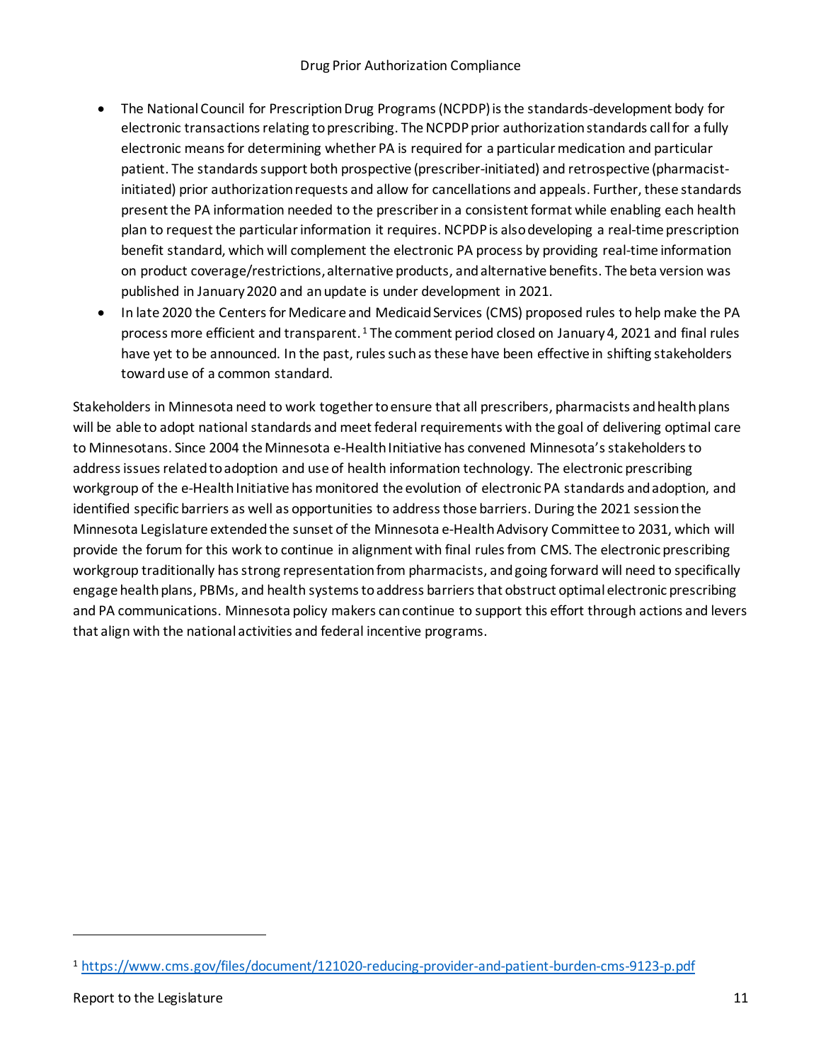- The National Council for Prescription Drug Programs (NCPDP) is the standards-development body for electronic transactions relating to prescribing. The NCPDP prior authorization standards call for a fully electronic means for determining whether PA is required for a particular medication and particular patient. The standards support both prospective (prescriber-initiated) and retrospective (pharmacist-initiated) prior authorization requests and allow for cancellations and appeals. Further, these standards present the PA information needed to the prescriber in a consistent format while enabling each health plan to request the particular information it requires. NCPDP is also developing a real-time prescription benefit standard, which will complement the electronic PA process by providing real-time information on product coverage/restrictions, alternative products, and alternative benefits. The beta version was published in January 2020 and an update is under development in 2021.
- In late 2020 the Centers for Medicare and Medicaid Services (CMS) proposed rules to help make the PA process more efficient and transparent.[1] The comment period closed on January 4, 2021 and final rules have yet to be announced. In the past, rules such as these have been effective in shifting stakeholders toward use of a common standard.

Stakeholders in Minnesota need to work together to ensure that all prescribers, pharmacists and health plans will be able to adopt national standards and meet federal requirements with the goal of delivering optimal care to Minnesotans. Since 2004 the Minnesota e-Health Initiative has convened Minnesota's stakeholders to address issues related to adoption and use of health information technology. The electronic prescribing workgroup of the e-Health Initiative has monitored the evolution of electronic PA standards and adoption, and identified specific barriers as well as opportunities to address those barriers. During the 2021 session the Minnesota Legislature extended the sunset of the Minnesota e-Health Advisory Committee to 2031, which will provide the forum for this work to continue in alignment with final rules from CMS. The electronic prescribing workgroup traditionally has strong representation from pharmacists, and going forward will need to specifically engage health plans, PBMs, and health systems to address barriers that obstruct optimal electronic prescribing and PA communications. Minnesota policy makers can continue to support this effort through actions and levers that align with the national activities and federal incentive programs.

[1] https://www.cms.gov/files/document/121020-reducing-provider-and-patient-burden-cms-9123-p.pdf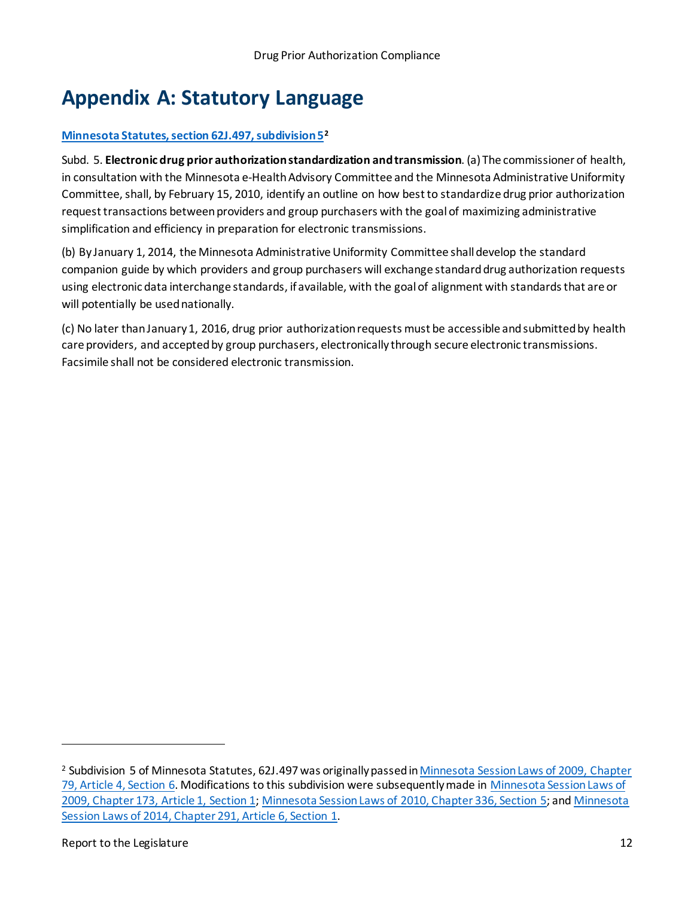# Appendix A: Statutory Language

**Minnesota Statutes, section 62J.497, subdivision 5**[2]

Subd. 5. **Electronic drug prior authorization standardization and transmission**. (a) The commissioner of health, in consultation with the Minnesota e-Health Advisory Committee and the Minnesota Administrative Uniformity Committee, shall, by February 15, 2010, identify an outline on how best to standardize drug prior authorization request transactions between providers and group purchasers with the goal of maximizing administrative simplification and efficiency in preparation for electronic transmissions.

(b) By January 1, 2014, the Minnesota Administrative Uniformity Committee shall develop the standard companion guide by which providers and group purchasers will exchange standard drug authorization requests using electronic data interchange standards, if available, with the goal of alignment with standards that are or will potentially be used nationally.

(c) No later than January 1, 2016, drug prior authorization requests must be accessible and submitted by health care providers, and accepted by group purchasers, electronically through secure electronic transmissions. Facsimile shall not be considered electronic transmission.

---

[2] Subdivision 5 of Minnesota Statutes, 62J.497 was originally passed in Minnesota Session Laws of 2009, Chapter 79, Article 4, Section 6. Modifications to this subdivision were subsequently made in Minnesota Session Laws of 2009, Chapter 173, Article 1, Section 1; Minnesota Session Laws of 2010, Chapter 336, Section 5; and Minnesota Session Laws of 2014, Chapter 291, Article 6, Section 1.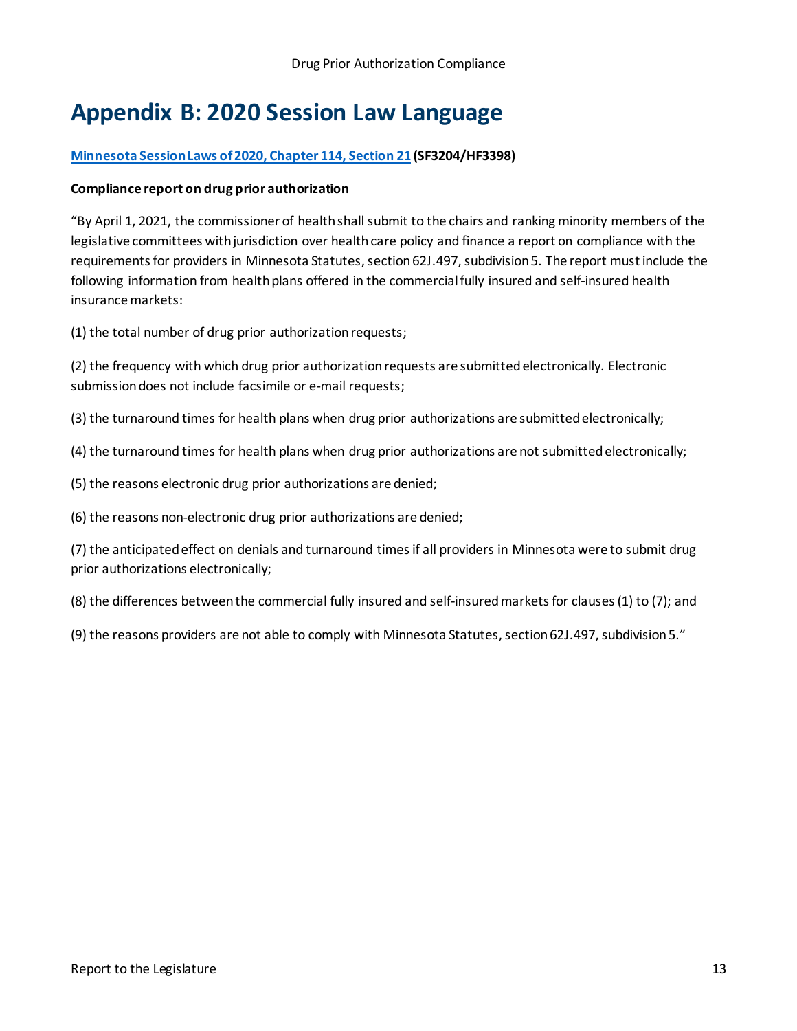# Appendix B: 2020 Session Law Language

**[Minnesota Session Laws of 2020, Chapter 114, Section 21](#) (SF3204/HF3398)**

**Compliance report on drug prior authorization**

"By April 1, 2021, the commissioner of health shall submit to the chairs and ranking minority members of the legislative committees with jurisdiction over health care policy and finance a report on compliance with the requirements for providers in Minnesota Statutes, section 62J.497, subdivision 5. The report must include the following information from health plans offered in the commercial fully insured and self-insured health insurance markets:

(1) the total number of drug prior authorization requests;

(2) the frequency with which drug prior authorization requests are submitted electronically. Electronic submission does not include facsimile or e-mail requests;

(3) the turnaround times for health plans when drug prior authorizations are submitted electronically;

(4) the turnaround times for health plans when drug prior authorizations are not submitted electronically;

(5) the reasons electronic drug prior authorizations are denied;

(6) the reasons non-electronic drug prior authorizations are denied;

(7) the anticipated effect on denials and turnaround times if all providers in Minnesota were to submit drug prior authorizations electronically;

(8) the differences between the commercial fully insured and self-insured markets for clauses (1) to (7); and

(9) the reasons providers are not able to comply with Minnesota Statutes, section 62J.497, subdivision 5."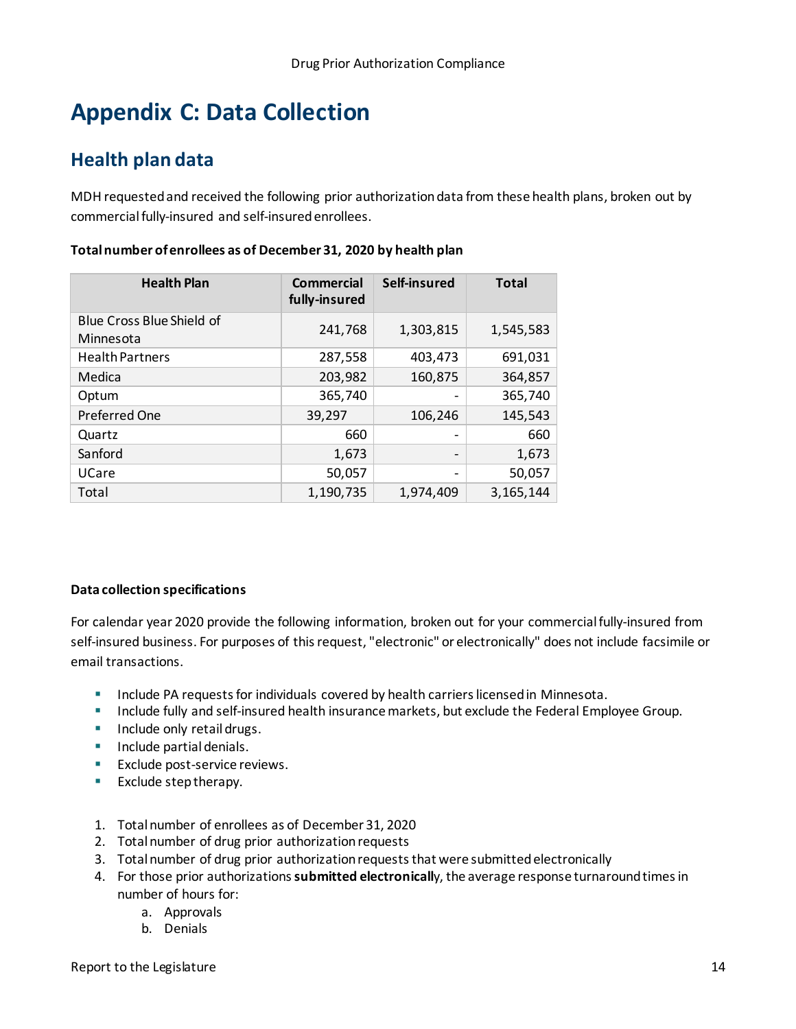# Appendix C: Data Collection

## Health plan data

MDH requested and received the following prior authorization data from these health plans, broken out by commercial fully-insured and self-insured enrollees.

**Total number of enrollees as of December 31, 2020 by health plan**

| Health Plan | Commercial fully-insured | Self-insured | Total |
|---|---|---|---|
| Blue Cross Blue Shield of Minnesota | 241,768 | 1,303,815 | 1,545,583 |
| Health Partners | 287,558 | 403,473 | 691,031 |
| Medica | 203,982 | 160,875 | 364,857 |
| Optum | 365,740 | - | 365,740 |
| Preferred One | 39,297 | 106,246 | 145,543 |
| Quartz | 660 | - | 660 |
| Sanford | 1,673 | - | 1,673 |
| UCare | 50,057 | - | 50,057 |
| Total | 1,190,735 | 1,974,409 | 3,165,144 |

**Data collection specifications**

For calendar year 2020 provide the following information, broken out for your commercial fully-insured from self-insured business. For purposes of this request, "electronic" or electronically" does not include facsimile or email transactions.

- Include PA requests for individuals covered by health carriers licensed in Minnesota.
- Include fully and self-insured health insurance markets, but exclude the Federal Employee Group.
- Include only retail drugs.
- Include partial denials.
- Exclude post-service reviews.
- Exclude step therapy.

1. Total number of enrollees as of December 31, 2020
2. Total number of drug prior authorization requests
3. Total number of drug prior authorization requests that were submitted electronically
4. For those prior authorizations **submitted electronically**, the average response turnaround times in number of hours for:
   a. Approvals
   b. Denials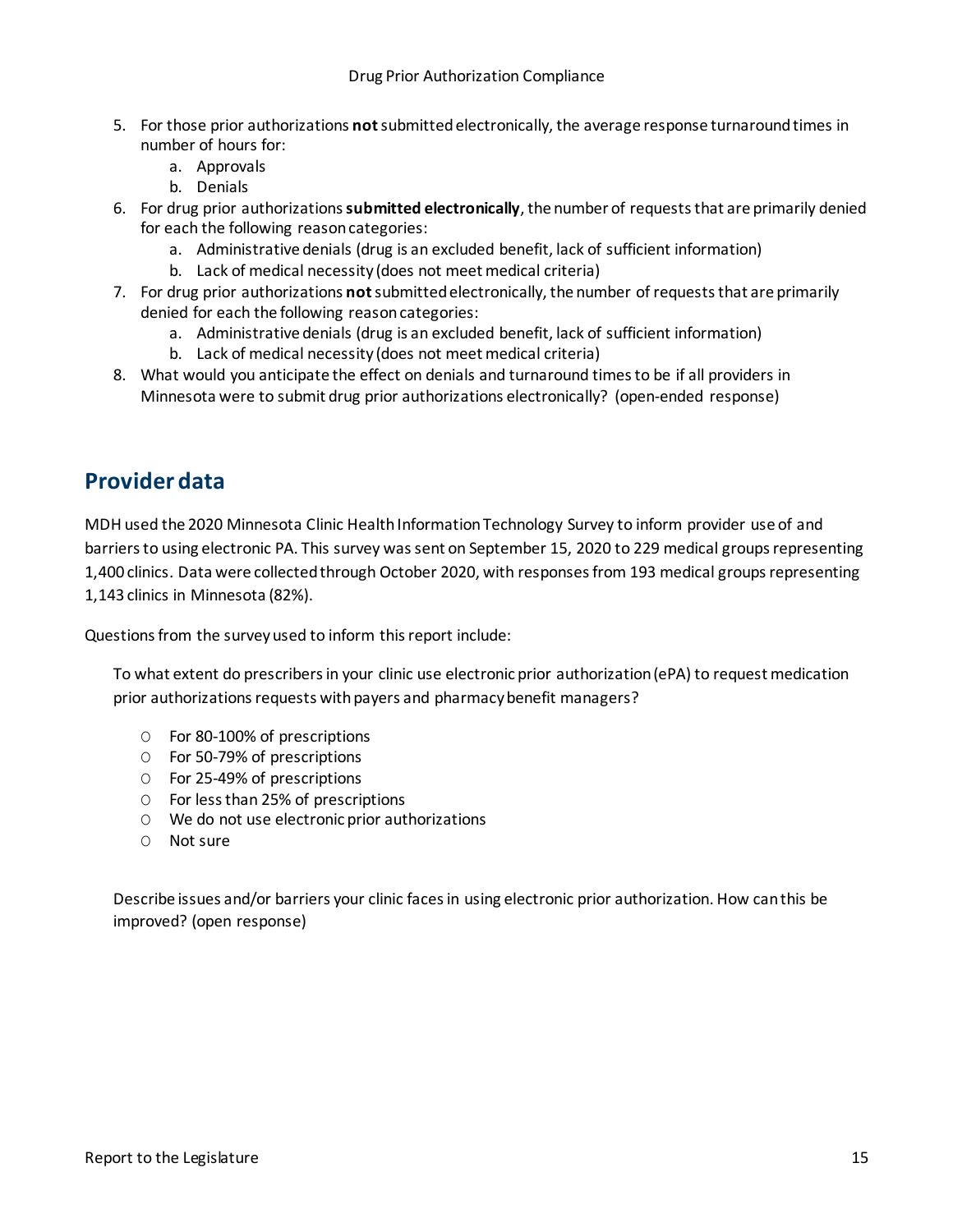5. For those prior authorizations **not** submitted electronically, the average response turnaround times in number of hours for:
    a. Approvals
    b. Denials
6. For drug prior authorizations **submitted electronically**, the number of requests that are primarily denied for each the following reason categories:
    a. Administrative denials (drug is an excluded benefit, lack of sufficient information)
    b. Lack of medical necessity (does not meet medical criteria)
7. For drug prior authorizations **not** submitted electronically, the number of requests that are primarily denied for each the following reason categories:
    a. Administrative denials (drug is an excluded benefit, lack of sufficient information)
    b. Lack of medical necessity (does not meet medical criteria)
8. What would you anticipate the effect on denials and turnaround times to be if all providers in Minnesota were to submit drug prior authorizations electronically? (open-ended response)

## Provider data

MDH used the 2020 Minnesota Clinic Health Information Technology Survey to inform provider use of and barriers to using electronic PA. This survey was sent on September 15, 2020 to 229 medical groups representing 1,400 clinics. Data were collected through October 2020, with responses from 193 medical groups representing 1,143 clinics in Minnesota (82%).

Questions from the survey used to inform this report include:

To what extent do prescribers in your clinic use electronic prior authorization (ePA) to request medication prior authorizations requests with payers and pharmacy benefit managers?

- For 80-100% of prescriptions
- For 50-79% of prescriptions
- For 25-49% of prescriptions
- For less than 25% of prescriptions
- We do not use electronic prior authorizations
- Not sure

Describe issues and/or barriers your clinic faces in using electronic prior authorization. How can this be improved? (open response)